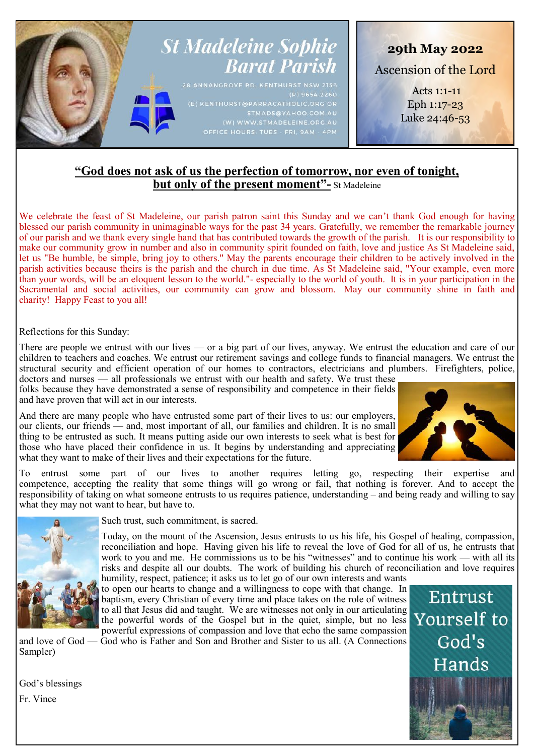# St Madeleine Sophie Barat Parish

28 ANNANGROVE RD. KENTHURST NSW 2156
(P) 9654 2260
(E) KENTHURST@PARRACATHOLIC.ORG OR STMADS@YAHOO.COM.AU
(W) WWW.STMADELEINE.ORG.AU
OFFICE HOURS: TUES - FRI, 9AM - 4PM

**29th May 2022**

Ascension of the Lord

Acts 1:1-11
Eph 1:17-23
Luke 24:46-53

## **"God does not ask of us the perfection of tomorrow, nor even of tonight, but only of the present moment"-** St Madeleine

We celebrate the feast of St Madeleine, our parish patron saint this Sunday and we can't thank God enough for having blessed our parish community in unimaginable ways for the past 34 years. Gratefully, we remember the remarkable journey of our parish and we thank every single hand that has contributed towards the growth of the parish. It is our responsibility to make our community grow in number and also in community spirit founded on faith, love and justice As St Madeleine said, let us "Be humble, be simple, bring joy to others." May the parents encourage their children to be actively involved in the parish activities because theirs is the parish and the church in due time. As St Madeleine said, "Your example, even more than your words, will be an eloquent lesson to the world."- especially to the world of youth. It is in your participation in the Sacramental and social activities, our community can grow and blossom. May our community shine in faith and charity! Happy Feast to you all!

Reflections for this Sunday:

There are people we entrust with our lives — or a big part of our lives, anyway. We entrust the education and care of our children to teachers and coaches. We entrust our retirement savings and college funds to financial managers. We entrust the structural security and efficient operation of our homes to contractors, electricians and plumbers. Firefighters, police, doctors and nurses — all professionals we entrust with our health and safety. We trust these folks because they have demonstrated a sense of responsibility and competence in their fields and have proven that will act in our interests.

And there are many people who have entrusted some part of their lives to us: our employers, our clients, our friends — and, most important of all, our families and children. It is no small thing to be entrusted as such. It means putting aside our own interests to seek what is best for those who have placed their confidence in us. It begins by understanding and appreciating what they want to make of their lives and their expectations for the future.

To entrust some part of our lives to another requires letting go, respecting their expertise and competence, accepting the reality that some things will go wrong or fail, that nothing is forever. And to accept the responsibility of taking on what someone entrusts to us requires patience, understanding – and being ready and willing to say what they may not want to hear, but have to.

Such trust, such commitment, is sacred.

Today, on the mount of the Ascension, Jesus entrusts to us his life, his Gospel of healing, compassion, reconciliation and hope. Having given his life to reveal the love of God for all of us, he entrusts that work to you and me. He commissions us to be his "witnesses" and to continue his work — with all its risks and despite all our doubts. The work of building his church of reconciliation and love requires humility, respect, patience; it asks us to let go of our own interests and wants to open our hearts to change and a willingness to cope with that change. In baptism, every Christian of every time and place takes on the role of witness to all that Jesus did and taught. We are witnesses not only in our articulating the powerful words of the Gospel but in the quiet, simple, but no less powerful expressions of compassion and love that echo the same compassion and love of God — God who is Father and Son and Brother and Sister to us all. (A Connections Sampler)

Entrust Yourself to God's Hands

God's blessings

Fr. Vince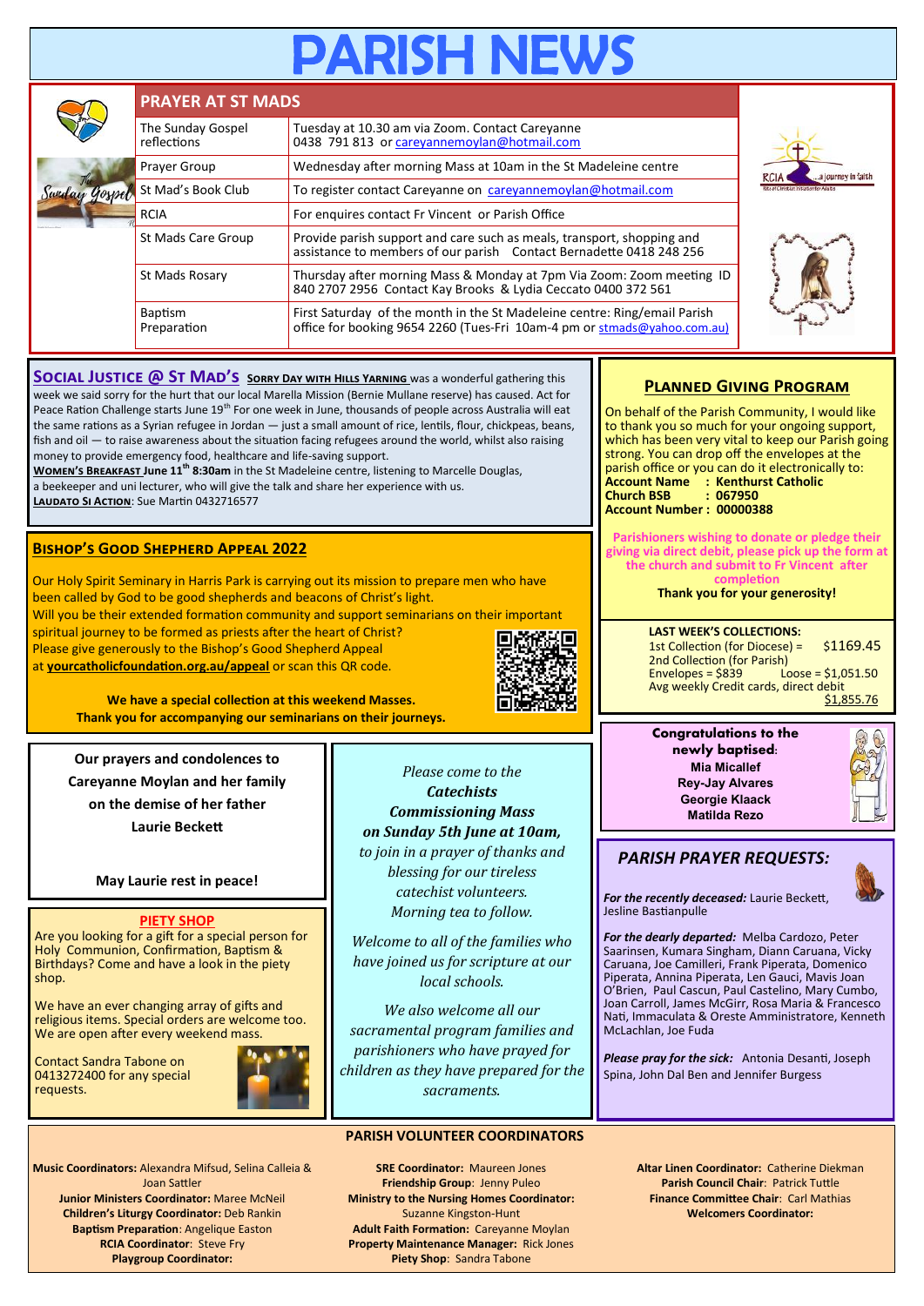# PARISH NEWS

## PRAYER AT ST MADS

| | |
|---|---|
| The Sunday Gospel reflections | Tuesday at 10.30 am via Zoom. Contact Careyanne 0438 791 813 or careyannemoylan@hotmail.com |
| Prayer Group | Wednesday after morning Mass at 10am in the St Madeleine centre |
| St Mad's Book Club | To register contact Careyanne on careyannemoylan@hotmail.com |
| RCIA | For enquires contact Fr Vincent or Parish Office |
| St Mads Care Group | Provide parish support and care such as meals, transport, shopping and assistance to members of our parish Contact Bernadette 0418 248 256 |
| St Mads Rosary | Thursday after morning Mass & Monday at 7pm Via Zoom: Zoom meeting ID 840 2707 2956 Contact Kay Brooks & Lydia Ceccato 0400 372 561 |
| Baptism Preparation | First Saturday of the month in the St Madeleine centre: Ring/email Parish office for booking 9654 2260 (Tues-Fri 10am-4 pm or stmads@yahoo.com.au) |

## SOCIAL JUSTICE @ ST MAD'S

**SORRY DAY WITH HILLS YARNING** was a wonderful gathering this week we said sorry for the hurt that our local Marella Mission (Bernie Mullane reserve) has caused. Act for Peace Ration Challenge starts June 19th For one week in June, thousands of people across Australia will eat the same rations as a Syrian refugee in Jordan — just a small amount of rice, lentils, flour, chickpeas, beans, fish and oil — to raise awareness about the situation facing refugees around the world, whilst also raising money to provide emergency food, healthcare and life-saving support.

**WOMEN'S BREAKFAST June 11th 8:30am** in the St Madeleine centre, listening to Marcelle Douglas, a beekeeper and uni lecturer, who will give the talk and share her experience with us.

**LAUDATO SI ACTION**: Sue Martin 0432716577

## BISHOP'S GOOD SHEPHERD APPEAL 2022

Our Holy Spirit Seminary in Harris Park is carrying out its mission to prepare men who have been called by God to be good shepherds and beacons of Christ's light.

Will you be their extended formation community and support seminarians on their important spiritual journey to be formed as priests after the heart of Christ?

Please give generously to the Bishop's Good Shepherd Appeal at **yourcatholicfoundation.org.au/appeal** or scan this QR code.

**We have a special collection at this weekend Masses.**
**Thank you for accompanying our seminarians on their journeys.**

## PLANNED GIVING PROGRAM

On behalf of the Parish Community, I would like to thank you so much for your ongoing support, which has been very vital to keep our Parish going strong. You can drop off the envelopes at the parish office or you can do it electronically to:

**Account Name : Kenthurst Catholic**
**Church BSB : 067950**
**Account Number : 00000388**

**Parishioners wishing to donate or pledge their giving via direct debit, please pick up the form at the church and submit to Fr Vincent after completion**

**Thank you for your generosity!**

**LAST WEEK'S COLLECTIONS:**

1st Collection (for Diocese) = $1169.45
2nd Collection (for Parish)
Envelopes = $839 Loose = $1,051.50
Avg weekly Credit cards, direct debit $1,855.76

**Our prayers and condolences to Careyanne Moylan and her family on the demise of her father Laurie Beckett**

**May Laurie rest in peace!**

*Please come to the* ***Catechists Commissioning Mass on Sunday 5th June at 10am,*** *to join in a prayer of thanks and blessing for our tireless catechist volunteers. Morning tea to follow.*

*Welcome to all of the families who have joined us for scripture at our local schools.*

*We also welcome all our sacramental program families and parishioners who have prayed for children as they have prepared for the sacraments.*

**Congratulations to the newly baptised:**
**Mia Micallef**
**Rey-Jay Alvares**
**Georgie Klaack**
**Matilda Rezo**

## PIETY SHOP

Are you looking for a gift for a special person for Holy Communion, Confirmation, Baptism & Birthdays? Come and have a look in the piety shop.

We have an ever changing array of gifts and religious items. Special orders are welcome too. We are open after every weekend mass.

Contact Sandra Tabone on 0413272400 for any special requests.

## *PARISH PRAYER REQUESTS:*

***For the recently deceased:*** Laurie Beckett, Jesline Bastianpulle

***For the dearly departed:*** Melba Cardozo, Peter Saarinsen, Kumara Singham, Diann Caruana, Vicky Caruana, Joe Camilleri, Frank Piperata, Domenico Piperata, Annina Piperata, Len Gauci, Mavis Joan O'Brien, Paul Cascun, Paul Castelino, Mary Cumbo, Joan Carroll, James McGirr, Rosa Maria & Francesco Nati, Immaculata & Oreste Amministratore, Kenneth McLachlan, Joe Fuda

***Please pray for the sick:*** Antonia Desanti, Joseph Spina, John Dal Ben and Jennifer Burgess

## PARISH VOLUNTEER COORDINATORS

**Music Coordinators:** Alexandra Mifsud, Selina Calleia & Joan Sattler
**Junior Ministers Coordinator:** Maree McNeil
**Children's Liturgy Coordinator:** Deb Rankin
**Baptism Preparation**: Angelique Easton
**RCIA Coordinator**: Steve Fry
**Playgroup Coordinator:**

**SRE Coordinator:** Maureen Jones
**Friendship Group**: Jenny Puleo
**Ministry to the Nursing Homes Coordinator:** Suzanne Kingston-Hunt
**Adult Faith Formation:** Careyanne Moylan
**Property Maintenance Manager:** Rick Jones
**Piety Shop**: Sandra Tabone

**Altar Linen Coordinator:** Catherine Diekman
**Parish Council Chair**: Patrick Tuttle
**Finance Committee Chair**: Carl Mathias
**Welcomers Coordinator:**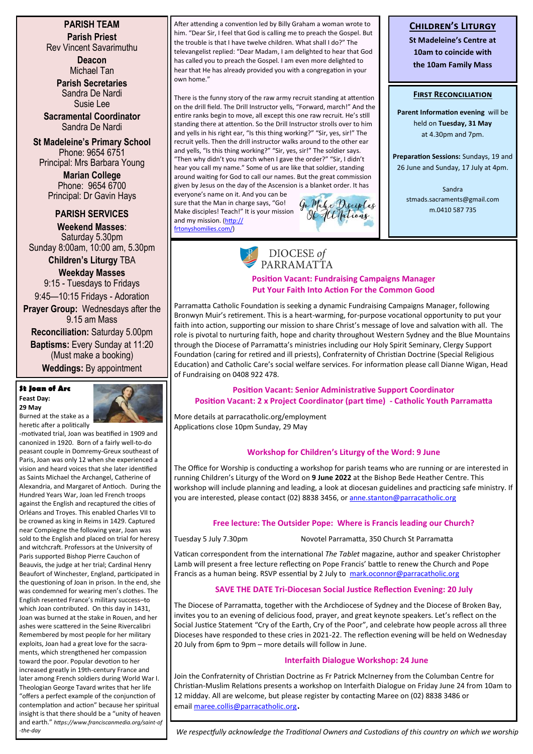## PARISH TEAM

**Parish Priest**
Rev Vincent Savarimuthu

**Deacon**
Michael Tan

**Parish Secretaries**
Sandra De Nardi
Susie Lee

**Sacramental Coordinator**
Sandra De Nardi

**St Madeleine's Primary School**
Phone: 9654 6751
Principal: Mrs Barbara Young

**Marian College**
Phone: 9654 6700
Principal: Dr Gavin Hays

## PARISH SERVICES

**Weekend Masses**:
Saturday 5.30pm
Sunday 8:00am, 10:00 am, 5.30pm

**Children's Liturgy** TBA

**Weekday Masses**
9:15 - Tuesdays to Fridays
9:45—10:15 Fridays - Adoration

**Prayer Group:** Wednesdays after the 9.15 am Mass

**Reconciliation:** Saturday 5.00pm

**Baptisms:** Every Sunday at 11:20 (Must make a booking)

**Weddings:** By appointment

### St Joan of Arc

**Feast Day: 29 May**

Burned at the stake as a heretic after a politically-motivated trial, Joan was beatified in 1909 and canonized in 1920. Born of a fairly well-to-do peasant couple in Domremy-Greux southeast of Paris, Joan was only 12 when she experienced a vision and heard voices that she later identified as Saints Michael the Archangel, Catherine of Alexandria, and Margaret of Antioch. During the Hundred Years War, Joan led French troops against the English and recaptured the cities of Orléans and Troyes. This enabled Charles VII to be crowned as king in Reims in 1429. Captured near Compiegne the following year, Joan was sold to the English and placed on trial for heresy and witchcraft. Professors at the University of Paris supported Bishop Pierre Cauchon of Beauvis, the judge at her trial; Cardinal Henry Beaufort of Winchester, England, participated in the questioning of Joan in prison. In the end, she was condemned for wearing men's clothes. The English resented France's military success–to which Joan contributed. On this day in 1431, Joan was burned at the stake in Rouen, and her ashes were scattered in the Seine Rivercalibri Remembered by most people for her military exploits, Joan had a great love for the sacraments, which strengthened her compassion toward the poor. Popular devotion to her increased greatly in 19th-century France and later among French soldiers during World War I. Theologian George Tavard writes that her life "offers a perfect example of the conjunction of contemplation and action" because her spiritual insight is that there should be a "unity of heaven and earth." *https://www.franciscanmedia.org/saint-of-the-day*

---

After attending a convention led by Billy Graham a woman wrote to him. "Dear Sir, I feel that God is calling me to preach the Gospel. But the trouble is that I have twelve children. What shall I do?" The televangelist replied: "Dear Madam, I am delighted to hear that God has called you to preach the Gospel. I am even more delighted to hear that He has already provided you with a congregation in your own home."

There is the funny story of the raw army recruit standing at attention on the drill field. The Drill Instructor yells, "Forward, march!" And the entire ranks begin to move, all except this one raw recruit. He's still standing there at attention. So the Drill Instructor strolls over to him and yells in his right ear, "Is this thing working?" "Sir, yes, sir!" The recruit yells. Then the drill instructor walks around to the other ear and yells, "Is this thing working?" "Sir, yes, sir!" The soldier says. "Then why didn't you march when I gave the order?" "Sir, I didn't hear you call my name." Some of us are like that soldier, standing around waiting for God to call our names. But the great commission given by Jesus on the day of the Ascension is a blanket order. It has everyone's name on it. And you can be sure that the Man in charge says, "Go! Make disciples! Teach!" It is your mission and my mission. (http://frtonyshomilies.com/)

Go Make Disciples Of All Nations

---

## Children's Liturgy

**St Madeleine's Centre at 10am to coincide with the 10am Family Mass**

## First Reconciliation

**Parent Information evening** will be held on **Tuesday, 31 May** at 4.30pm and 7pm.

**Preparation Sessions:** Sundays, 19 and 26 June and Sunday, 17 July at 4pm.

Sandra
stmads.sacraments@gmail.com
m.0410 587 735

---

DIOCESE *of* PARRAMATTA

### Position Vacant: Fundraising Campaigns Manager
### Put Your Faith Into Action For the Common Good

Parramatta Catholic Foundation is seeking a dynamic Fundraising Campaigns Manager, following Bronwyn Muir's retirement. This is a heart-warming, for-purpose vocational opportunity to put your faith into action, supporting our mission to share Christ's message of love and salvation with all. The role is pivotal to nurturing faith, hope and charity throughout Western Sydney and the Blue Mountains through the Diocese of Parramatta's ministries including our Holy Spirit Seminary, Clergy Support Foundation (caring for retired and ill priests), Confraternity of Christian Doctrine (Special Religious Education) and Catholic Care's social welfare services. For information please call Dianne Wigan, Head of Fundraising on 0408 922 478.

### Position Vacant: Senior Administrative Support Coordinator
### Position Vacant: 2 x Project Coordinator (part time) - Catholic Youth Parramatta

More details at parracatholic.org/employment
Applications close 10pm Sunday, 29 May

### Workshop for Children's Liturgy of the Word: 9 June

The Office for Worship is conducting a workshop for parish teams who are running or are interested in running Children's Liturgy of the Word on **9 June 2022** at the Bishop Bede Heather Centre. This workshop will include planning and leading, a look at diocesan guidelines and practicing safe ministry. If you are interested, please contact (02) 8838 3456, or anne.stanton@parracatholic.org

### Free lecture: The Outsider Pope: Where is Francis leading our Church?

Tuesday 5 July 7.30pm — Novotel Parramatta, 350 Church St Parramatta

Vatican correspondent from the international *The Tablet* magazine, author and speaker Christopher Lamb will present a free lecture reflecting on Pope Francis' battle to renew the Church and Pope Francis as a human being. RSVP essential by 2 July to mark.oconnor@parracatholic.org

### SAVE THE DATE Tri-Diocesan Social Justice Reflection Evening: 20 July

The Diocese of Parramatta, together with the Archdiocese of Sydney and the Diocese of Broken Bay, invites you to an evening of delicious food, prayer, and great keynote speakers. Let's reflect on the Social Justice Statement "Cry of the Earth, Cry of the Poor", and celebrate how people across all three Dioceses have responded to these cries in 2021-22. The reflection evening will be held on Wednesday 20 July from 6pm to 9pm – more details will follow in June.

### Interfaith Dialogue Workshop: 24 June

Join the Confraternity of Christian Doctrine as Fr Patrick McInerney from the Columban Centre for Christian-Muslim Relations presents a workshop on Interfaith Dialogue on Friday June 24 from 10am to 12 midday. All are welcome, but please register by contacting Maree on (02) 8838 3486 or email maree.collis@parracatholic.org.

*We respectfully acknowledge the Traditional Owners and Custodians of this country on which we worship*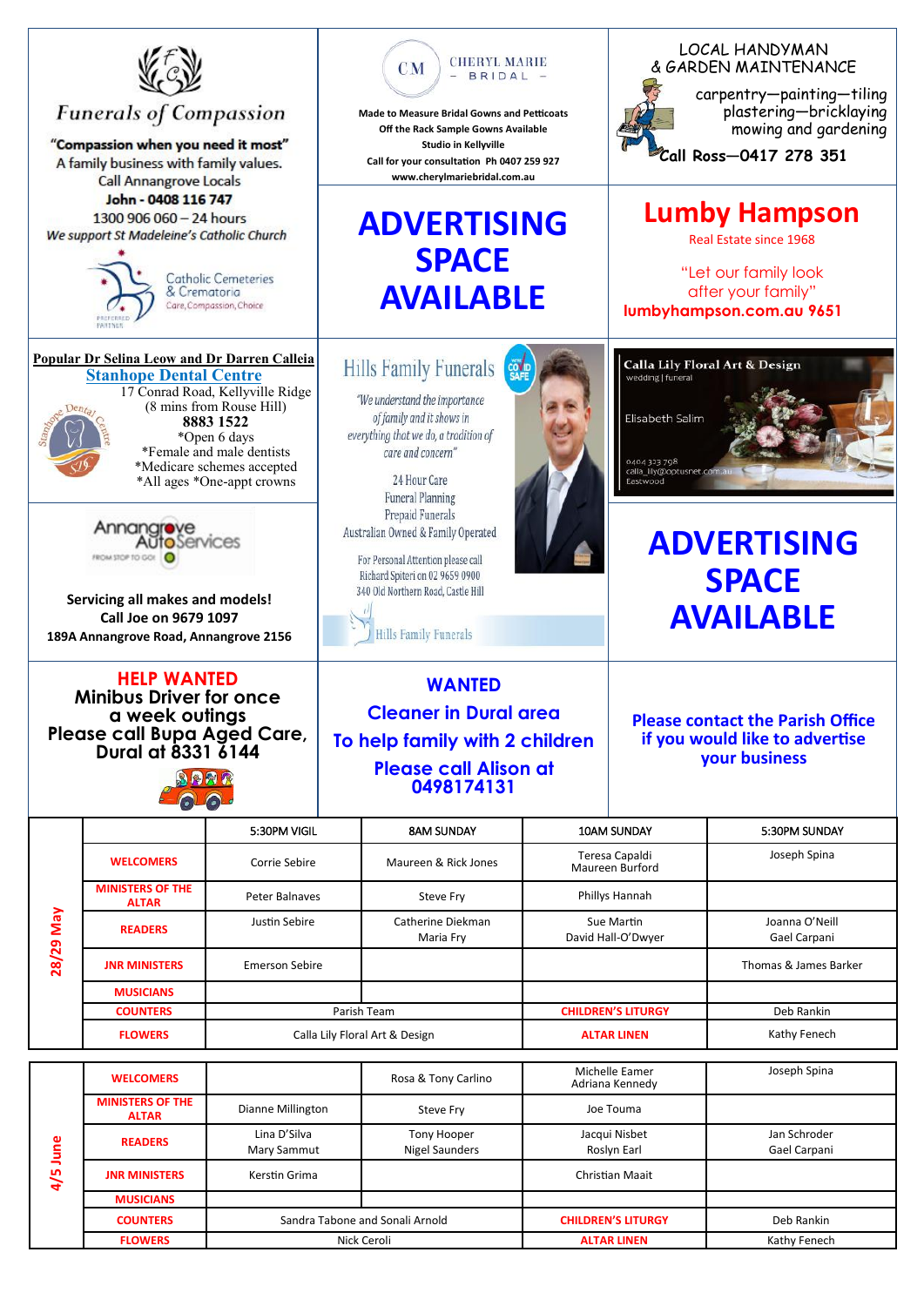Funerals of Compassion

"Compassion when you need it most"

A family business with family values.

Call Annangrove Locals

**John - 0408 116 747**

1300 906 060 – 24 hours

*We support St Madeleine's Catholic Church*

Catholic Cemeteries & Crematoria

Care, Compassion, Choice

CHERYL MARIE BRIDAL

**Made to Measure Bridal Gowns and Petticoats**

**Off the Rack Sample Gowns Available**

**Studio in Kellyville**

**Call for your consultation Ph 0407 259 927**

**www.cherylmariebridal.com.au**

LOCAL HANDYMAN & GARDEN MAINTENANCE

carpentry—painting—tiling

plastering—bricklaying

mowing and gardening

**Call Ross—0417 278 351**

# ADVERTISING SPACE AVAILABLE

# Lumby Hampson

Real Estate since 1968

"Let our family look after your family"

**lumbyhampson.com.au 9651**

**Popular Dr Selina Leow and Dr Darren Calleia**

**Stanhope Dental Centre**

17 Conrad Road, Kellyville Ridge

(8 mins from Rouse Hill)

**8883 1522**

*Open 6 days

*Female and male dentists

*Medicare schemes accepted

*All ages *One-appt crowns

Hills Family Funerals

*"We understand the importance of family and it shows in everything that we do, a tradition of care and concern"*

24 Hour Care

Funeral Planning

Prepaid Funerals

Australian Owned & Family Operated

For Personal Attention please call Richard Spiteri on 02 9659 0900

340 Old Northern Road, Castle Hill

Hills Family Funerals

Calla Lily Floral Art & Design

wedding | funeral

Elisabeth Salim

0404 323 798

calla_lily@optusnet.com.au

Eastwood

Annangrove AutoServices

FROM STOP TO GO!

**Servicing all makes and models!**

**Call Joe on 9679 1097**

**189A Annangrove Road, Annangrove 2156**

# ADVERTISING SPACE AVAILABLE

**HELP WANTED**

**Minibus Driver for once a week outings**

**Please call Bupa Aged Care, Dural at 8331 6144**

**WANTED**

**Cleaner in Dural area**

**To help family with 2 children**

**Please call Alison at 0498174131**

**Please contact the Parish Office if you would like to advertise your business**

| | | 5:30PM VIGIL | 8AM SUNDAY | 10AM SUNDAY | 5:30PM SUNDAY |
|---|---|---|---|---|---|
| **28/29 May** | **WELCOMERS** | Corrie Sebire | Maureen & Rick Jones | Teresa Capaldi<br>Maureen Burford | Joseph Spina |
| | **MINISTERS OF THE ALTAR** | Peter Balnaves | Steve Fry | Phillys Hannah | |
| | **READERS** | Justin Sebire | Catherine Diekman<br>Maria Fry | Sue Martin<br>David Hall-O'Dwyer | Joanna O'Neill<br>Gael Carpani |
| | **JNR MINISTERS** | Emerson Sebire | | | Thomas & James Barker |
| | **MUSICIANS** | | | | |
| | **COUNTERS** | Parish Team | | **CHILDREN'S LITURGY** | Deb Rankin |
| | **FLOWERS** | Calla Lily Floral Art & Design | | **ALTAR LINEN** | Kathy Fenech |

| | | | | | |
|---|---|---|---|---|---|
| **4/5 June** | **WELCOMERS** | | Rosa & Tony Carlino | Michelle Eamer<br>Adriana Kennedy | Joseph Spina |
| | **MINISTERS OF THE ALTAR** | Dianne Millington | Steve Fry | Joe Touma | |
| | **READERS** | Lina D'Silva<br>Mary Sammut | Tony Hooper<br>Nigel Saunders | Jacqui Nisbet<br>Roslyn Earl | Jan Schroder<br>Gael Carpani |
| | **JNR MINISTERS** | Kerstin Grima | | Christian Maait | |
| | **MUSICIANS** | | | | |
| | **COUNTERS** | Sandra Tabone and Sonali Arnold | | **CHILDREN'S LITURGY** | Deb Rankin |
| | **FLOWERS** | Nick Ceroli | | **ALTAR LINEN** | Kathy Fenech |